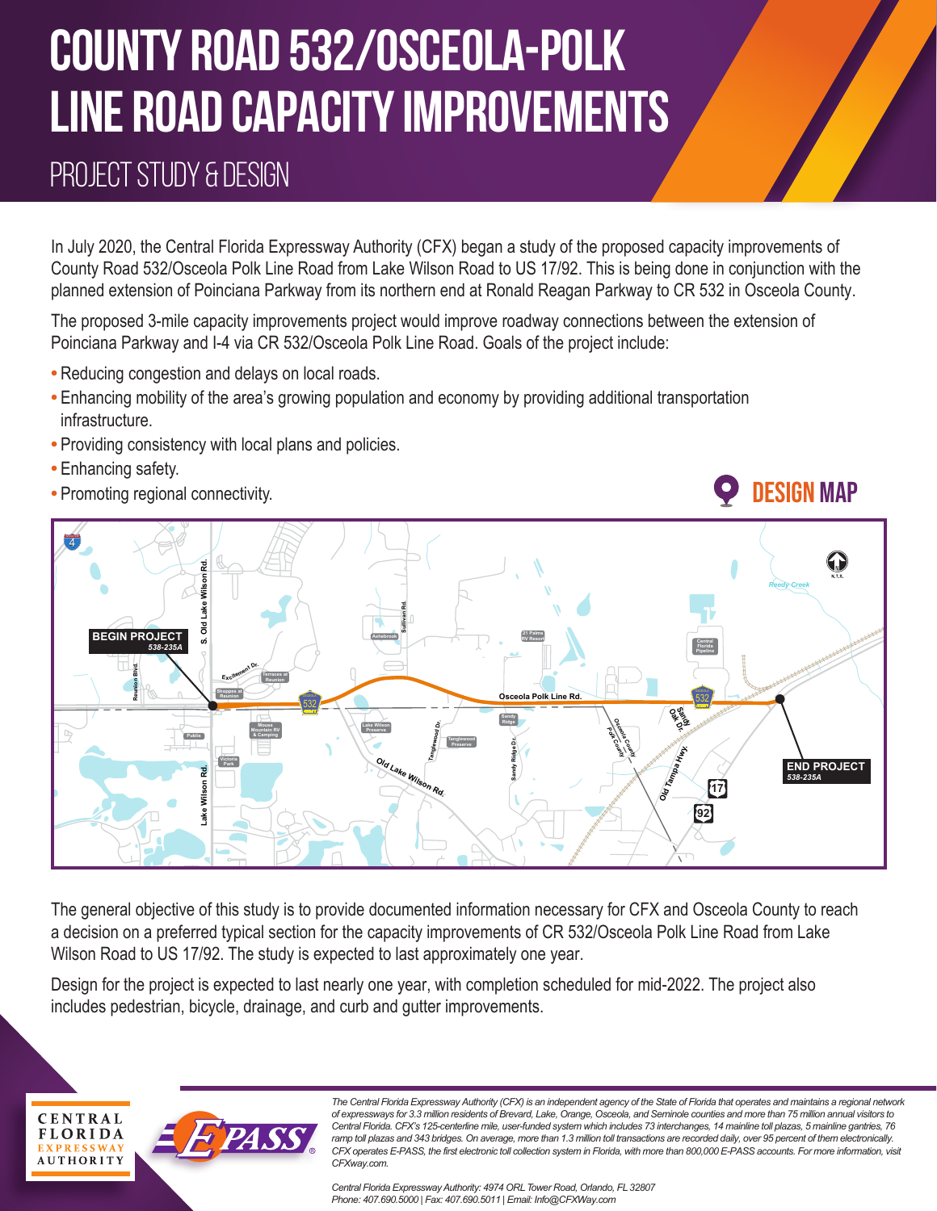# COUNTY ROAD 532/OSCEOLA-POLK LINE ROAD CAPACITY IMPROVEMENTS

## PROJECT STUDY & DESIGN

In July 2020, the Central Florida Expressway Authority (CFX) began a study of the proposed capacity improvements of County Road 532/Osceola Polk Line Road from Lake Wilson Road to US 17/92. This is being done in conjunction with the planned extension of Poinciana Parkway from its northern end at Ronald Reagan Parkway to CR 532 in Osceola County.

The proposed 3-mile capacity improvements project would improve roadway connections between the extension of Poinciana Parkway and I-4 via CR 532/Osceola Polk Line Road. Goals of the project include:

- Reducing congestion and delays on local roads.
- Enhancing mobility of the area's growing population and economy by providing additional transportation infrastructure.
- Providing consistency with local plans and policies.
- Enhancing safety.
- Promoting regional connectivity.

## DESIGN MAP

BEGIN PROJECT
*538-235A*

END PROJECT
*538-235A*

The general objective of this study is to provide documented information necessary for CFX and Osceola County to reach a decision on a preferred typical section for the capacity improvements of CR 532/Osceola Polk Line Road from Lake Wilson Road to US 17/92. The study is expected to last approximately one year.

Design for the project is expected to last nearly one year, with completion scheduled for mid-2022. The project also includes pedestrian, bicycle, drainage, and curb and gutter improvements.

CENTRAL FLORIDA EXPRESSWAY AUTHORITY

E-PASS

*The Central Florida Expressway Authority (CFX) is an independent agency of the State of Florida that operates and maintains a regional network of expressways for 3.3 million residents of Brevard, Lake, Orange, Osceola, and Seminole counties and more than 75 million annual visitors to Central Florida. CFX's 125-centerline mile, user-funded system which includes 73 interchanges, 14 mainline toll plazas, 5 mainline gantries, 76 ramp toll plazas and 343 bridges. On average, more than 1.3 million toll transactions are recorded daily, over 95 percent of them electronically. CFX operates E-PASS, the first electronic toll collection system in Florida, with more than 800,000 E-PASS accounts. For more information, visit CFXway.com.*

*Central Florida Expressway Authority: 4974 ORL Tower Road, Orlando, FL 32807*
*Phone: 407.690.5000 | Fax: 407.690.5011 | Email: Info@CFXWay.com*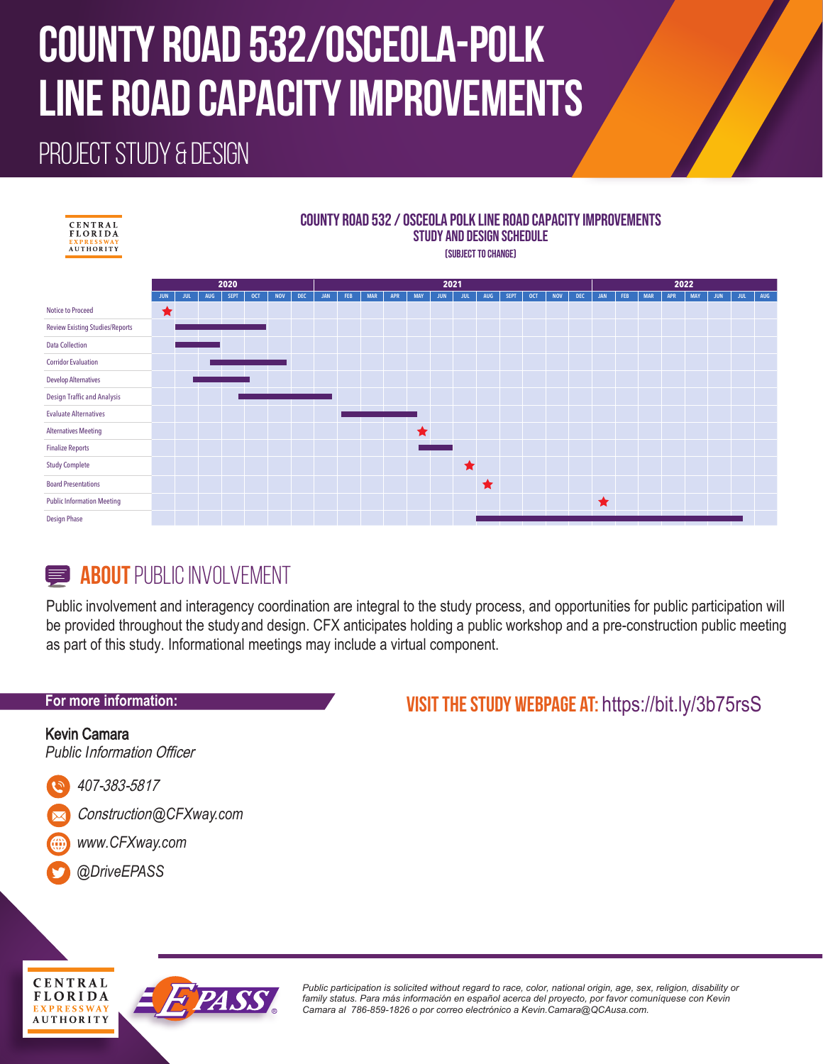# COUNTY ROAD 532/OSCEOLA-POLK LINE ROAD CAPACITY IMPROVEMENTS

## PROJECT STUDY & DESIGN

CENTRAL FLORIDA EXPRESSWAY AUTHORITY

**COUNTY ROAD 532 / OSCEOLA POLK LINE ROAD CAPACITY IMPROVEMENTS**
**STUDY AND DESIGN SCHEDULE**
(SUBJECT TO CHANGE)

2020 2021 2022

JUN JUL AUG SEPT OCT NOV DEC JAN FEB MAR APR MAY JUN JUL AUG SEPT OCT NOV DEC JAN FEB MAR APR MAY JUN JUL AUG

Notice to Proceed
Review Existing Studies/Reports
Data Collection
Corridor Evaluation
Develop Alternatives
Design Traffic and Analysis
Evaluate Alternatives
Alternatives Meeting
Finalize Reports
Study Complete
Board Presentations
Public Information Meeting
Design Phase

## ABOUT PUBLIC INVOLVEMENT

Public involvement and interagency coordination are integral to the study process, and opportunities for public participation will be provided throughout the study and design. CFX anticipates holding a public workshop and a pre-construction public meeting as part of this study. Informational meetings may include a virtual component.

**For more information:**

Kevin Camara
*Public Information Officer*

*407-383-5817*
*Construction@CFXway.com*
*www.CFXway.com*
*@DriveEPASS*

**VISIT THE STUDY WEBPAGE AT:** https://bit.ly/3b75rsS

CENTRAL FLORIDA EXPRESSWAY AUTHORITY

E-PASS

*Public participation is solicited without regard to race, color, national origin, age, sex, religion, disability or family status. Para más información en español acerca del proyecto, por favor comuníquese con Kevin Camara al 786-859-1826 o por correo electrónico a Kevin.Camara@QCAusa.com.*